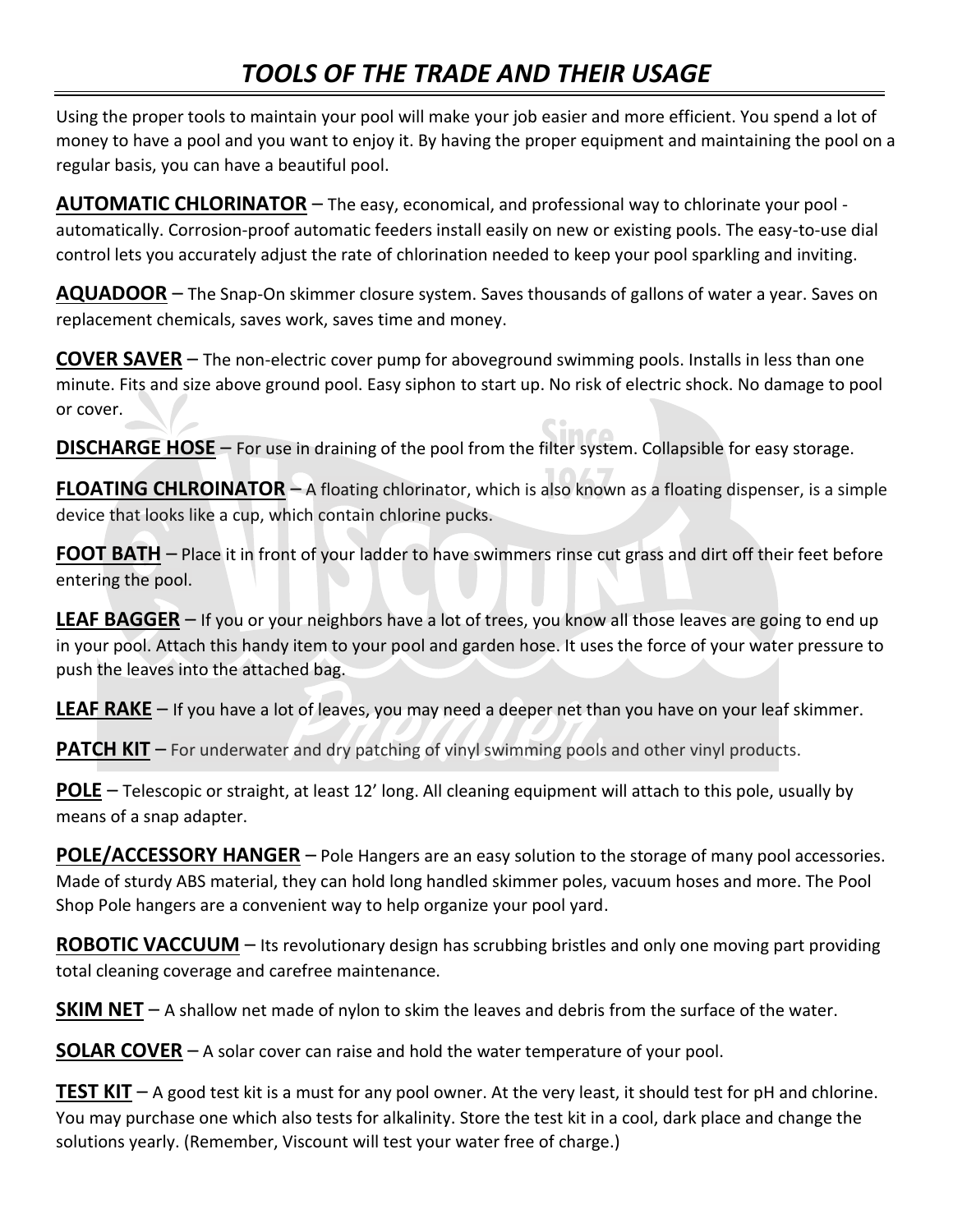# *TOOLS OF THE TRADE AND THEIR USAGE*

Using the proper tools to maintain your pool will make your job easier and more efficient. You spend a lot of money to have a pool and you want to enjoy it. By having the proper equipment and maintaining the pool on a regular basis, you can have a beautiful pool.

**AUTOMATIC CHLORINATOR** – The easy, economical, and professional way to chlorinate your pool - automatically. Corrosion-proof automatic feeders install easily on new or existing pools. The easy-to-use dial control lets you accurately adjust the rate of chlorination needed to keep your pool sparkling and inviting.

**AQUADOOR** – The Snap-On skimmer closure system. Saves thousands of gallons of water a year. Saves on replacement chemicals, saves work, saves time and money.

**COVER SAVER** – The non-electric cover pump for aboveground swimming pools. Installs in less than one minute. Fits and size above ground pool. Easy siphon to start up. No risk of electric shock. No damage to pool or cover.

**DISCHARGE HOSE** – For use in draining of the pool from the filter system. Collapsible for easy storage.

**FLOATING CHLROINATOR** – A floating chlorinator, which is also known as a floating dispenser, is a simple device that looks like a cup, which contain chlorine pucks.

**FOOT BATH** – Place it in front of your ladder to have swimmers rinse cut grass and dirt off their feet before entering the pool.

**LEAF BAGGER** – If you or your neighbors have a lot of trees, you know all those leaves are going to end up in your pool. Attach this handy item to your pool and garden hose. It uses the force of your water pressure to push the leaves into the attached bag.

**LEAF RAKE** – If you have a lot of leaves, you may need a deeper net than you have on your leaf skimmer.

**PATCH KIT** – For underwater and dry patching of vinyl swimming pools and other vinyl products.

**POLE** – Telescopic or straight, at least 12' long. All cleaning equipment will attach to this pole, usually by means of a snap adapter.

**POLE/ACCESSORY HANGER** – Pole Hangers are an easy solution to the storage of many pool accessories. Made of sturdy ABS material, they can hold long handled skimmer poles, vacuum hoses and more. The Pool Shop Pole hangers are a convenient way to help organize your pool yard.

**ROBOTIC VACCUUM** – Its revolutionary design has scrubbing bristles and only one moving part providing total cleaning coverage and carefree maintenance.

**SKIM NET** – A shallow net made of nylon to skim the leaves and debris from the surface of the water.

**SOLAR COVER** – A solar cover can raise and hold the water temperature of your pool.

**TEST KIT** – A good test kit is a must for any pool owner. At the very least, it should test for pH and chlorine. You may purchase one which also tests for alkalinity. Store the test kit in a cool, dark place and change the solutions yearly. (Remember, Viscount will test your water free of charge.)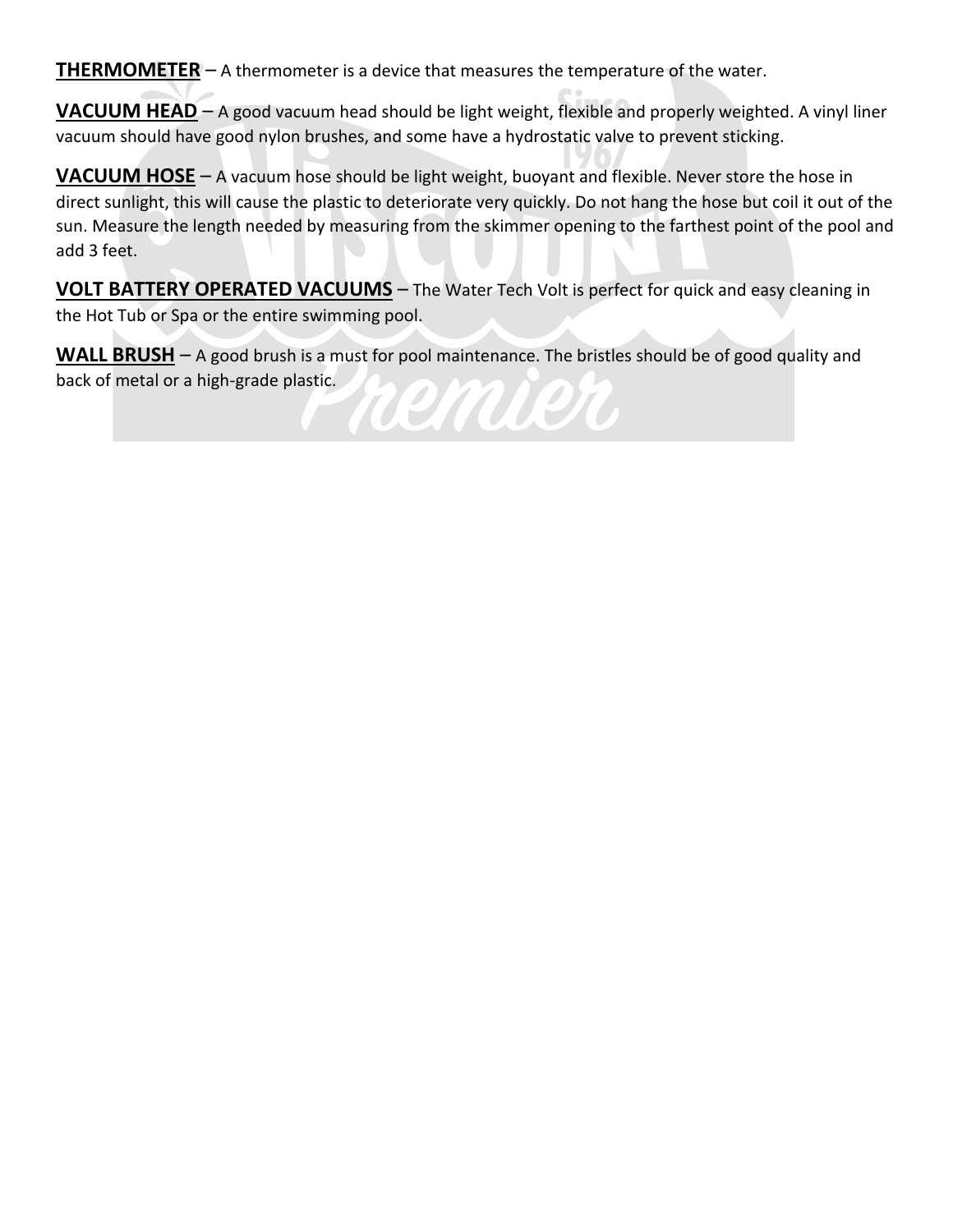**<u>THERMOMETER</u>** – A thermometer is a device that measures the temperature of the water.

**<u>VACUUM HEAD</u>** – A good vacuum head should be light weight, flexible and properly weighted. A vinyl liner vacuum should have good nylon brushes, and some have a hydrostatic valve to prevent sticking.

**<u>VACUUM HOSE</u>** – A vacuum hose should be light weight, buoyant and flexible. Never store the hose in direct sunlight, this will cause the plastic to deteriorate very quickly. Do not hang the hose but coil it out of the sun. Measure the length needed by measuring from the skimmer opening to the farthest point of the pool and add 3 feet.

**<u>VOLT BATTERY OPERATED VACUUMS</u>** – The Water Tech Volt is perfect for quick and easy cleaning in the Hot Tub or Spa or the entire swimming pool.

**<u>WALL BRUSH</u>** – A good brush is a must for pool maintenance. The bristles should be of good quality and back of metal or a high-grade plastic.